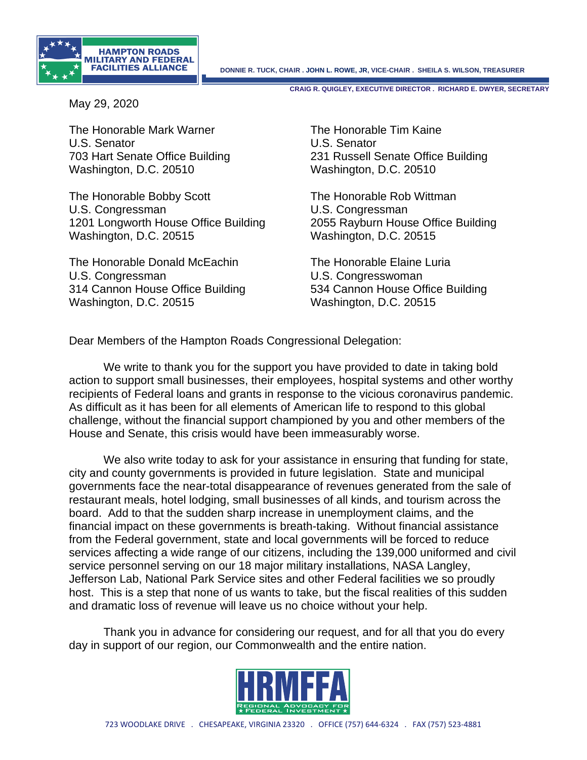**HAMPTON ROADS MILITARY AND FEDERAL FACILITIES ALLIANCE**

DONNIE R. TUCK, CHAIR . JOHN L. ROWE, JR, VICE-CHAIR . SHEILA S. WILSON, TREASURER

CRAIG R. QUIGLEY, EXECUTIVE DIRECTOR . RICHARD E. DWYER, SECRETARY

May 29, 2020

The Honorable Mark Warner
U.S. Senator
703 Hart Senate Office Building
Washington, D.C. 20510

The Honorable Tim Kaine
U.S. Senator
231 Russell Senate Office Building
Washington, D.C. 20510

The Honorable Bobby Scott
U.S. Congressman
1201 Longworth House Office Building
Washington, D.C. 20515

The Honorable Rob Wittman
U.S. Congressman
2055 Rayburn House Office Building
Washington, D.C. 20515

The Honorable Donald McEachin
U.S. Congressman
314 Cannon House Office Building
Washington, D.C. 20515

The Honorable Elaine Luria
U.S. Congresswoman
534 Cannon House Office Building
Washington, D.C. 20515

Dear Members of the Hampton Roads Congressional Delegation:

We write to thank you for the support you have provided to date in taking bold action to support small businesses, their employees, hospital systems and other worthy recipients of Federal loans and grants in response to the vicious coronavirus pandemic. As difficult as it has been for all elements of American life to respond to this global challenge, without the financial support championed by you and other members of the House and Senate, this crisis would have been immeasurably worse.

We also write today to ask for your assistance in ensuring that funding for state, city and county governments is provided in future legislation. State and municipal governments face the near-total disappearance of revenues generated from the sale of restaurant meals, hotel lodging, small businesses of all kinds, and tourism across the board. Add to that the sudden sharp increase in unemployment claims, and the financial impact on these governments is breath-taking. Without financial assistance from the Federal government, state and local governments will be forced to reduce services affecting a wide range of our citizens, including the 139,000 uniformed and civil service personnel serving on our 18 major military installations, NASA Langley, Jefferson Lab, National Park Service sites and other Federal facilities we so proudly host. This is a step that none of us wants to take, but the fiscal realities of this sudden and dramatic loss of revenue will leave us no choice without your help.

Thank you in advance for considering our request, and for all that you do every day in support of our region, our Commonwealth and the entire nation.

**HRMFFA**
REGIONAL ADVOCACY FOR ★ FEDERAL INVESTMENT ★

723 WOODLAKE DRIVE . CHESAPEAKE, VIRGINIA 23320 . OFFICE (757) 644-6324 . FAX (757) 523-4881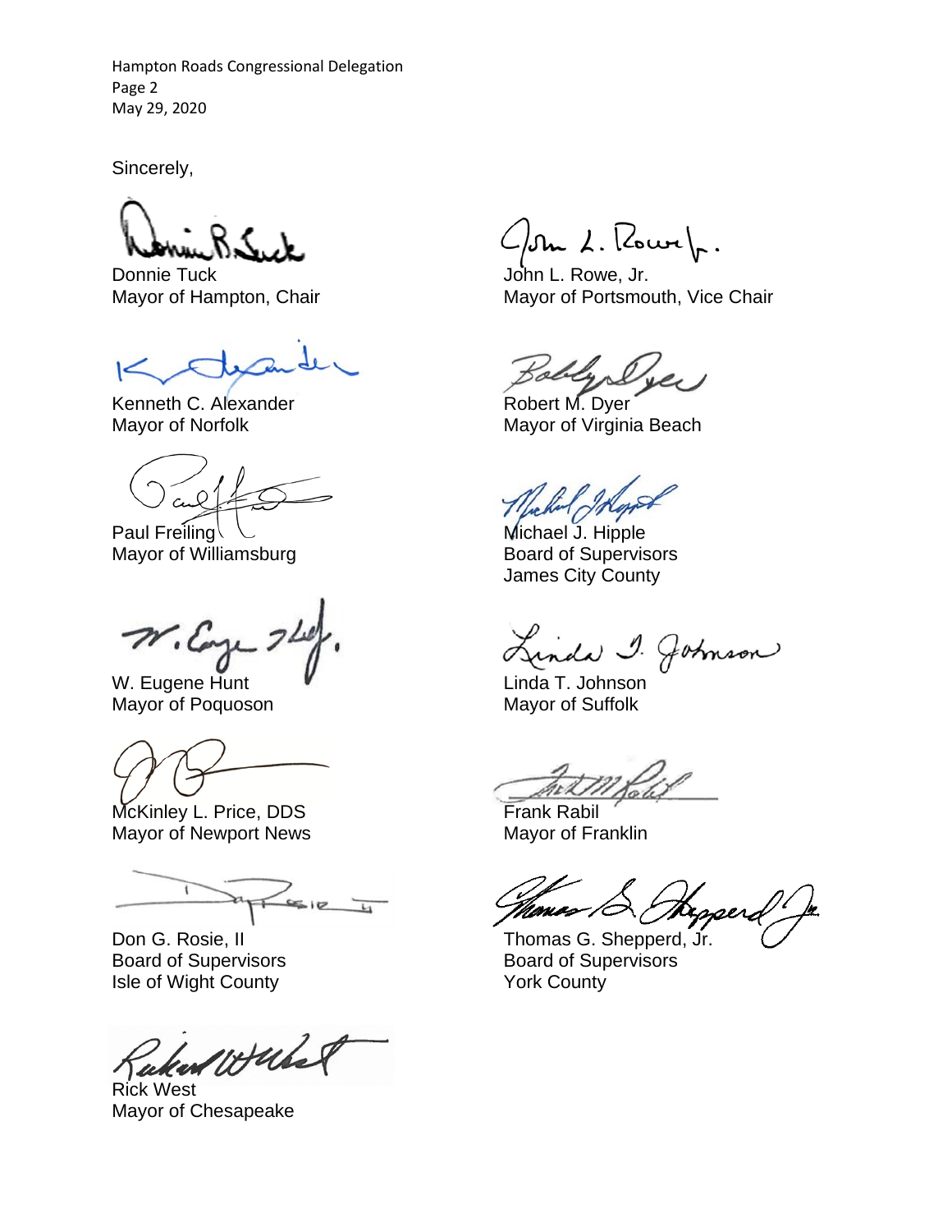Sincerely,

Donnie Tuck
Mayor of Hampton, Chair

John L. Rowe, Jr.
Mayor of Portsmouth, Vice Chair

Kenneth C. Alexander
Mayor of Norfolk

Robert M. Dyer
Mayor of Virginia Beach

Paul Freiling
Mayor of Williamsburg

Michael J. Hipple
Board of Supervisors
James City County

W. Eugene Hunt
Mayor of Poquoson

Linda T. Johnson
Mayor of Suffolk

McKinley L. Price, DDS
Mayor of Newport News

Frank Rabil
Mayor of Franklin

Don G. Rosie, II
Board of Supervisors
Isle of Wight County

Thomas G. Shepperd, Jr.
Board of Supervisors
York County

Rick West
Mayor of Chesapeake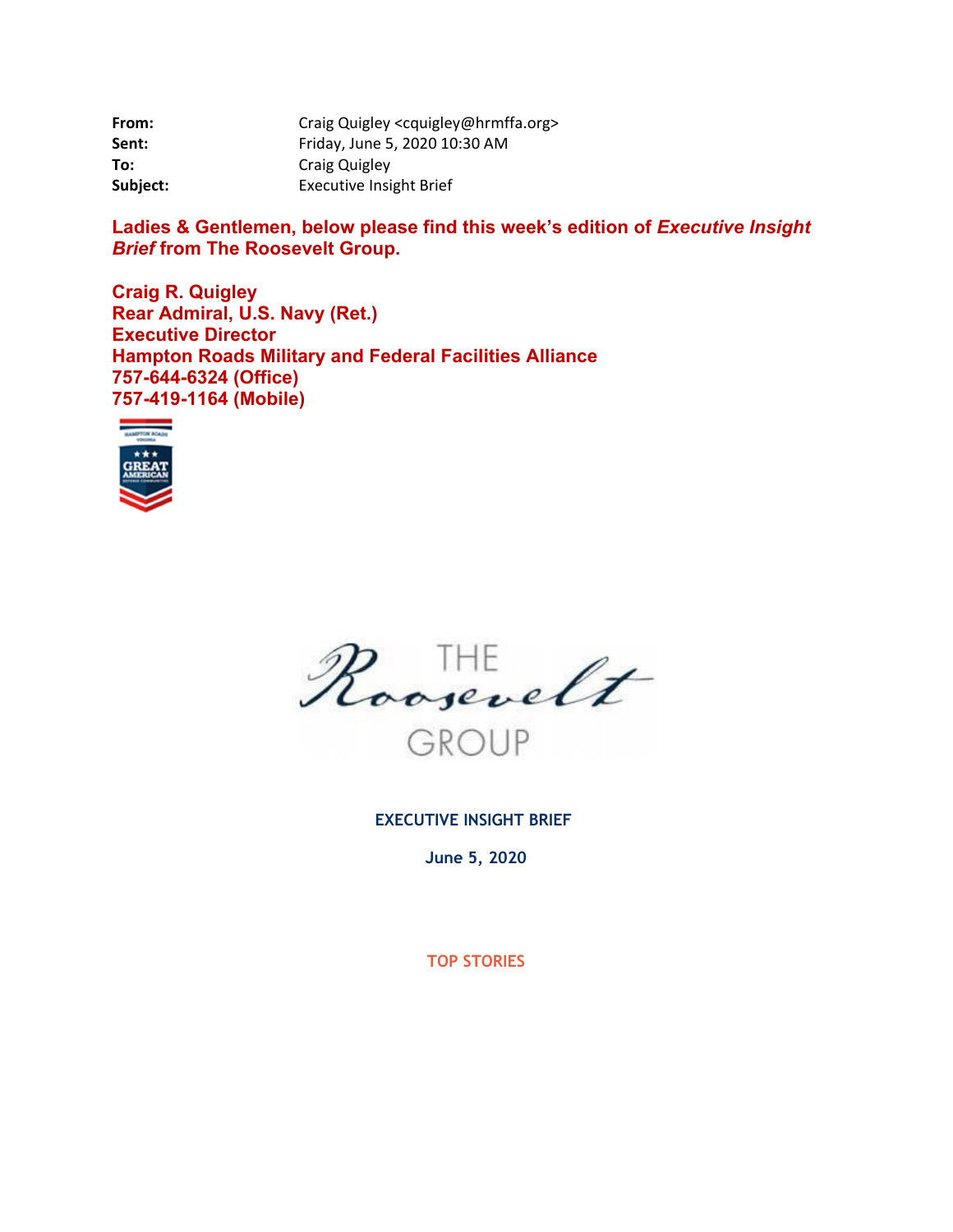| | |
|---|---|
| **From:** | Craig Quigley <cquigley@hrmffa.org> |
| **Sent:** | Friday, June 5, 2020 10:30 AM |
| **To:** | Craig Quigley |
| **Subject:** | Executive Insight Brief |

**Ladies & Gentlemen, below please find this week's edition of *Executive Insight Brief* from The Roosevelt Group.**

**Craig R. Quigley**
**Rear Admiral, U.S. Navy (Ret.)**
**Executive Director**
**Hampton Roads Military and Federal Facilities Alliance**
**757-644-6324 (Office)**
**757-419-1164 (Mobile)**

THE Roosevelt GROUP

**EXECUTIVE INSIGHT BRIEF**

**June 5, 2020**

**TOP STORIES**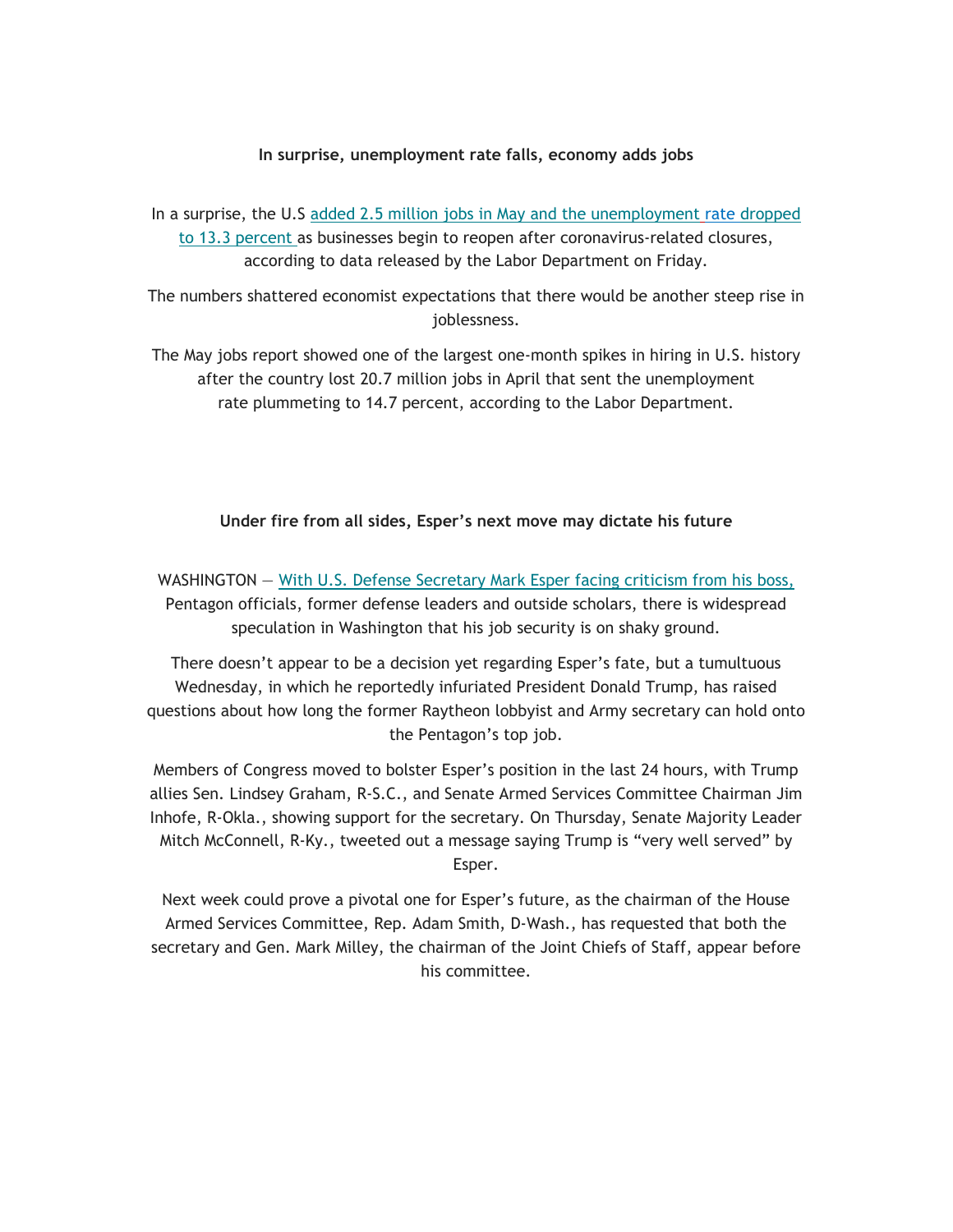**In surprise, unemployment rate falls, economy adds jobs**

In a surprise, the U.S added 2.5 million jobs in May and the unemployment rate dropped to 13.3 percent as businesses begin to reopen after coronavirus-related closures, according to data released by the Labor Department on Friday.

The numbers shattered economist expectations that there would be another steep rise in joblessness.

The May jobs report showed one of the largest one-month spikes in hiring in U.S. history after the country lost 20.7 million jobs in April that sent the unemployment rate plummeting to 14.7 percent, according to the Labor Department.

**Under fire from all sides, Esper's next move may dictate his future**

WASHINGTON — With U.S. Defense Secretary Mark Esper facing criticism from his boss, Pentagon officials, former defense leaders and outside scholars, there is widespread speculation in Washington that his job security is on shaky ground.

There doesn't appear to be a decision yet regarding Esper's fate, but a tumultuous Wednesday, in which he reportedly infuriated President Donald Trump, has raised questions about how long the former Raytheon lobbyist and Army secretary can hold onto the Pentagon's top job.

Members of Congress moved to bolster Esper's position in the last 24 hours, with Trump allies Sen. Lindsey Graham, R-S.C., and Senate Armed Services Committee Chairman Jim Inhofe, R-Okla., showing support for the secretary. On Thursday, Senate Majority Leader Mitch McConnell, R-Ky., tweeted out a message saying Trump is "very well served" by Esper.

Next week could prove a pivotal one for Esper's future, as the chairman of the House Armed Services Committee, Rep. Adam Smith, D-Wash., has requested that both the secretary and Gen. Mark Milley, the chairman of the Joint Chiefs of Staff, appear before his committee.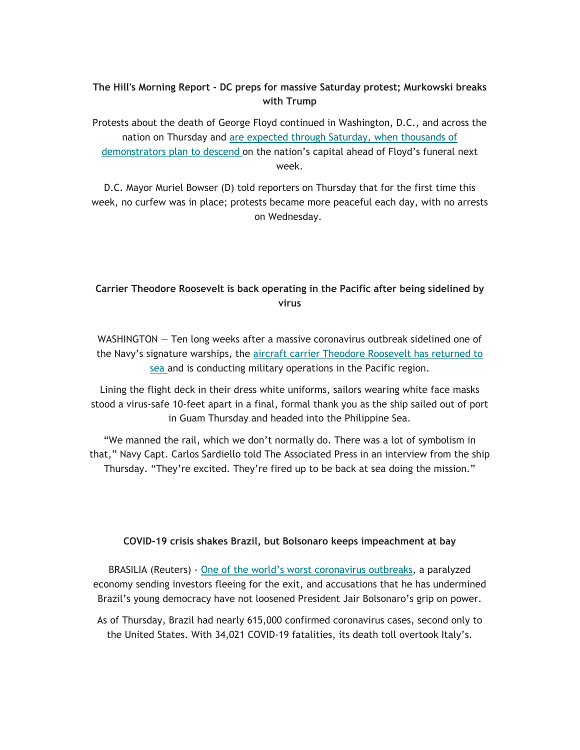**The Hill's Morning Report - DC preps for massive Saturday protest; Murkowski breaks with Trump**

Protests about the death of George Floyd continued in Washington, D.C., and across the nation on Thursday and are expected through Saturday, when thousands of demonstrators plan to descend on the nation's capital ahead of Floyd's funeral next week.

D.C. Mayor Muriel Bowser (D) told reporters on Thursday that for the first time this week, no curfew was in place; protests became more peaceful each day, with no arrests on Wednesday.

**Carrier Theodore Roosevelt is back operating in the Pacific after being sidelined by virus**

WASHINGTON — Ten long weeks after a massive coronavirus outbreak sidelined one of the Navy's signature warships, the aircraft carrier Theodore Roosevelt has returned to sea and is conducting military operations in the Pacific region.

Lining the flight deck in their dress white uniforms, sailors wearing white face masks stood a virus-safe 10-feet apart in a final, formal thank you as the ship sailed out of port in Guam Thursday and headed into the Philippine Sea.

"We manned the rail, which we don't normally do. There was a lot of symbolism in that," Navy Capt. Carlos Sardiello told The Associated Press in an interview from the ship Thursday. "They're excited. They're fired up to be back at sea doing the mission."

**COVID-19 crisis shakes Brazil, but Bolsonaro keeps impeachment at bay**

BRASILIA (Reuters) - One of the world's worst coronavirus outbreaks, a paralyzed economy sending investors fleeing for the exit, and accusations that he has undermined Brazil's young democracy have not loosened President Jair Bolsonaro's grip on power.

As of Thursday, Brazil had nearly 615,000 confirmed coronavirus cases, second only to the United States. With 34,021 COVID-19 fatalities, its death toll overtook Italy's.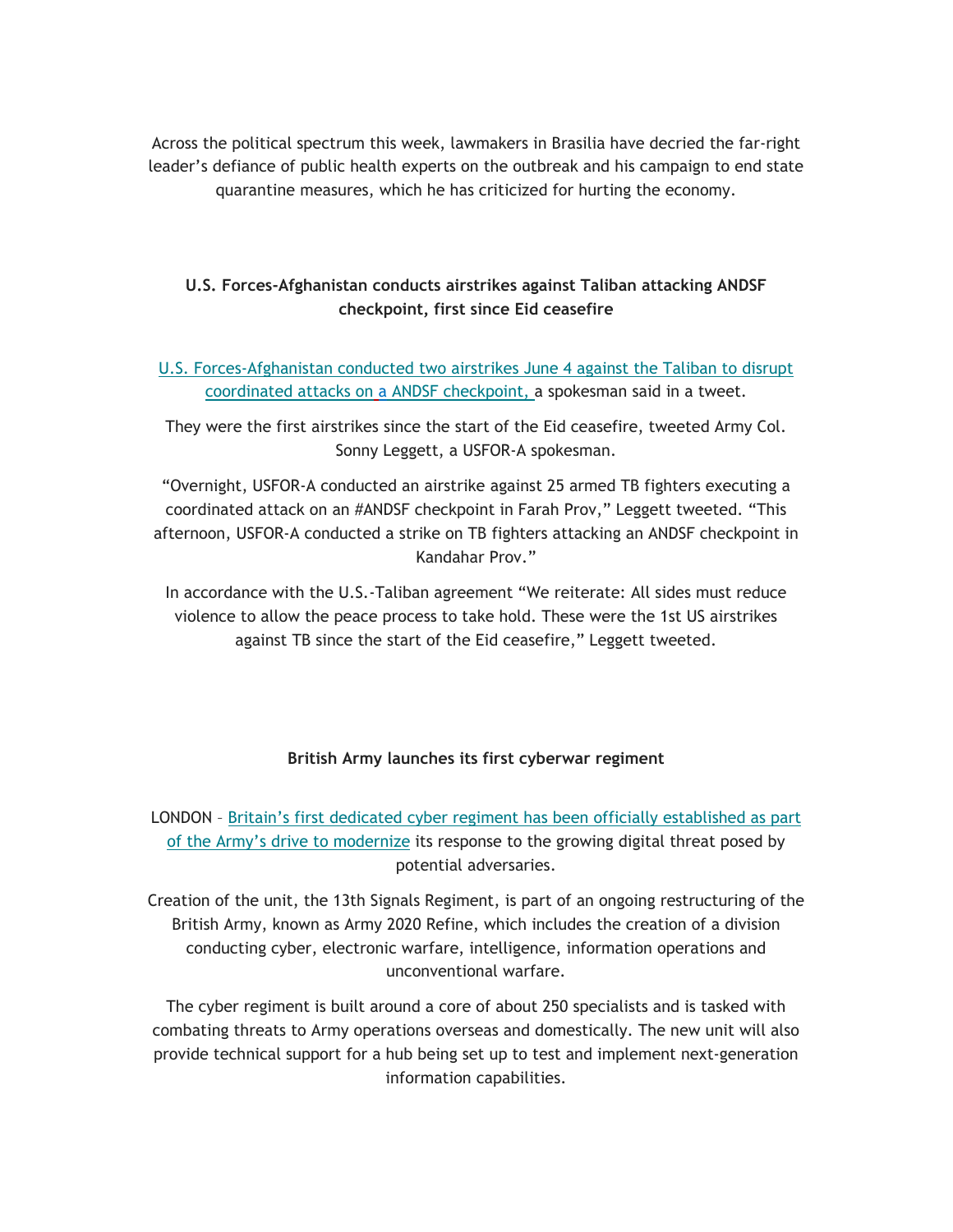Across the political spectrum this week, lawmakers in Brasilia have decried the far-right leader's defiance of public health experts on the outbreak and his campaign to end state quarantine measures, which he has criticized for hurting the economy.

**U.S. Forces-Afghanistan conducts airstrikes against Taliban attacking ANDSF checkpoint, first since Eid ceasefire**

U.S. Forces-Afghanistan conducted two airstrikes June 4 against the Taliban to disrupt coordinated attacks on a ANDSF checkpoint, a spokesman said in a tweet.

They were the first airstrikes since the start of the Eid ceasefire, tweeted Army Col. Sonny Leggett, a USFOR-A spokesman.

"Overnight, USFOR-A conducted an airstrike against 25 armed TB fighters executing a coordinated attack on an #ANDSF checkpoint in Farah Prov," Leggett tweeted. "This afternoon, USFOR-A conducted a strike on TB fighters attacking an ANDSF checkpoint in Kandahar Prov."

In accordance with the U.S.-Taliban agreement "We reiterate: All sides must reduce violence to allow the peace process to take hold. These were the 1st US airstrikes against TB since the start of the Eid ceasefire," Leggett tweeted.

**British Army launches its first cyberwar regiment**

LONDON – Britain's first dedicated cyber regiment has been officially established as part of the Army's drive to modernize its response to the growing digital threat posed by potential adversaries.

Creation of the unit, the 13th Signals Regiment, is part of an ongoing restructuring of the British Army, known as Army 2020 Refine, which includes the creation of a division conducting cyber, electronic warfare, intelligence, information operations and unconventional warfare.

The cyber regiment is built around a core of about 250 specialists and is tasked with combating threats to Army operations overseas and domestically. The new unit will also provide technical support for a hub being set up to test and implement next-generation information capabilities.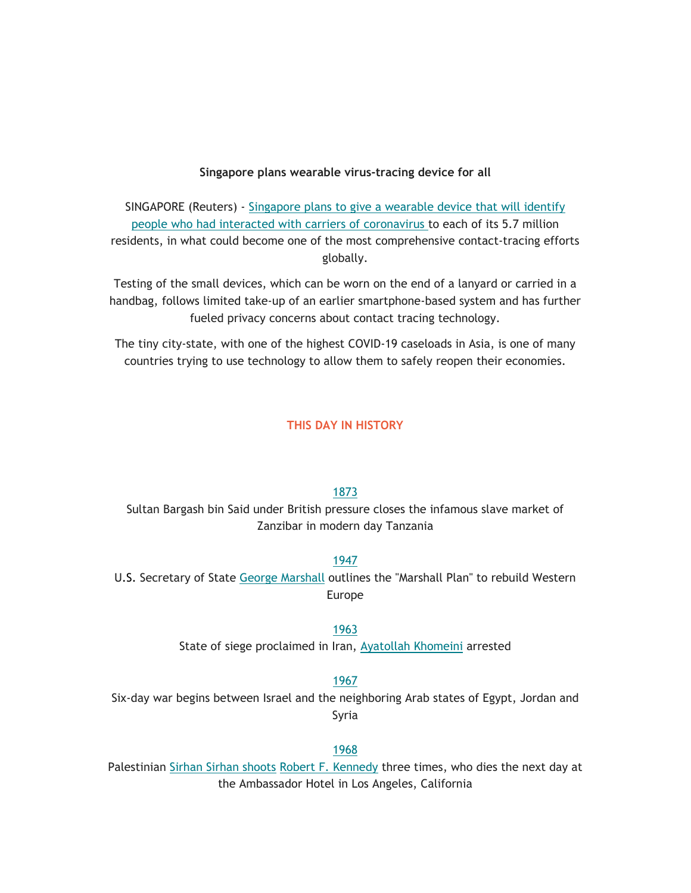**Singapore plans wearable virus-tracing device for all**

SINGAPORE (Reuters) - Singapore plans to give a wearable device that will identify people who had interacted with carriers of coronavirus to each of its 5.7 million residents, in what could become one of the most comprehensive contact-tracing efforts globally.

Testing of the small devices, which can be worn on the end of a lanyard or carried in a handbag, follows limited take-up of an earlier smartphone-based system and has further fueled privacy concerns about contact tracing technology.

The tiny city-state, with one of the highest COVID-19 caseloads in Asia, is one of many countries trying to use technology to allow them to safely reopen their economies.

## THIS DAY IN HISTORY

1873

Sultan Bargash bin Said under British pressure closes the infamous slave market of Zanzibar in modern day Tanzania

1947

U.S. Secretary of State George Marshall outlines the "Marshall Plan" to rebuild Western Europe

1963

State of siege proclaimed in Iran, Ayatollah Khomeini arrested

1967

Six-day war begins between Israel and the neighboring Arab states of Egypt, Jordan and Syria

1968

Palestinian Sirhan Sirhan shoots Robert F. Kennedy three times, who dies the next day at the Ambassador Hotel in Los Angeles, California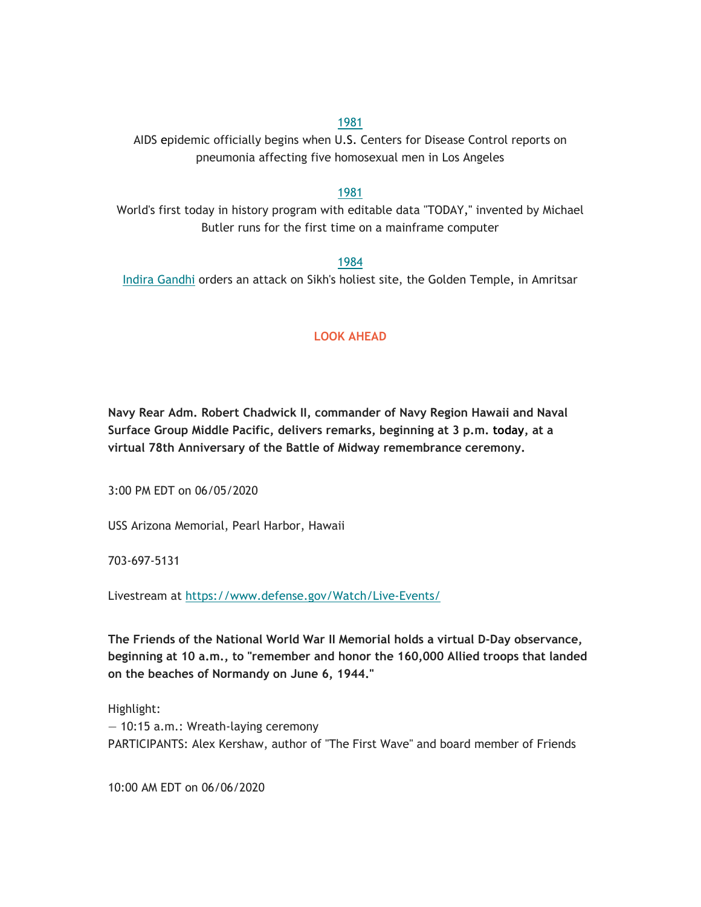1981

AIDS epidemic officially begins when U.S. Centers for Disease Control reports on pneumonia affecting five homosexual men in Los Angeles

1981

World's first today in history program with editable data "TODAY," invented by Michael Butler runs for the first time on a mainframe computer

1984

Indira Gandhi orders an attack on Sikh's holiest site, the Golden Temple, in Amritsar

## LOOK AHEAD

**Navy Rear Adm. Robert Chadwick II, commander of Navy Region Hawaii and Naval Surface Group Middle Pacific, delivers remarks, beginning at 3 p.m. today, at a virtual 78th Anniversary of the Battle of Midway remembrance ceremony.**

3:00 PM EDT on 06/05/2020

USS Arizona Memorial, Pearl Harbor, Hawaii

703-697-5131

Livestream at https://www.defense.gov/Watch/Live-Events/

**The Friends of the National World War II Memorial holds a virtual D-Day observance, beginning at 10 a.m., to "remember and honor the 160,000 Allied troops that landed on the beaches of Normandy on June 6, 1944."**

Highlight:
— 10:15 a.m.: Wreath-laying ceremony
PARTICIPANTS: Alex Kershaw, author of "The First Wave" and board member of Friends

10:00 AM EDT on 06/06/2020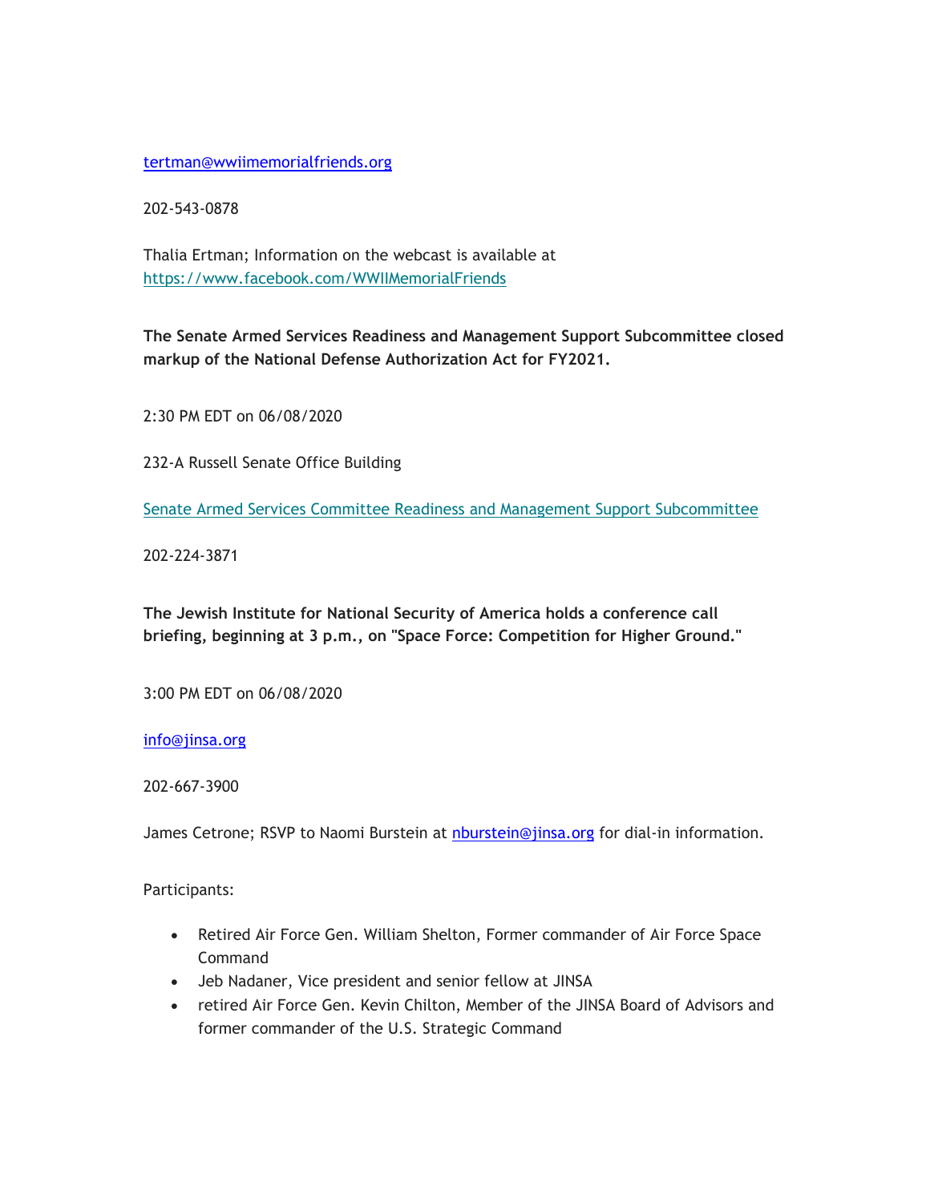tertman@wwiimemorialfriends.org

202-543-0878

Thalia Ertman; Information on the webcast is available at https://www.facebook.com/WWIIMemorialFriends

**The Senate Armed Services Readiness and Management Support Subcommittee closed markup of the National Defense Authorization Act for FY2021.**

2:30 PM EDT on 06/08/2020

232-A Russell Senate Office Building

Senate Armed Services Committee Readiness and Management Support Subcommittee

202-224-3871

**The Jewish Institute for National Security of America holds a conference call briefing, beginning at 3 p.m., on "Space Force: Competition for Higher Ground."**

3:00 PM EDT on 06/08/2020

info@jinsa.org

202-667-3900

James Cetrone; RSVP to Naomi Burstein at nburstein@jinsa.org for dial-in information.

Participants:

- Retired Air Force Gen. William Shelton, Former commander of Air Force Space Command
- Jeb Nadaner, Vice president and senior fellow at JINSA
- retired Air Force Gen. Kevin Chilton, Member of the JINSA Board of Advisors and former commander of the U.S. Strategic Command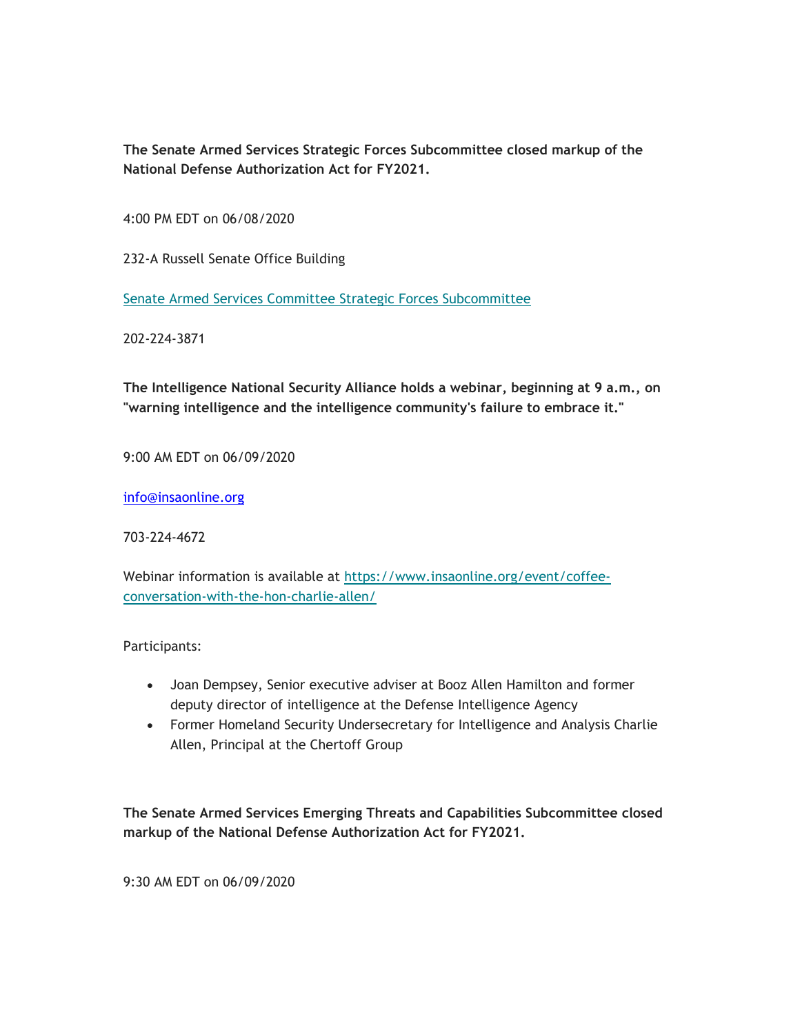**The Senate Armed Services Strategic Forces Subcommittee closed markup of the National Defense Authorization Act for FY2021.**

4:00 PM EDT on 06/08/2020

232-A Russell Senate Office Building

Senate Armed Services Committee Strategic Forces Subcommittee

202-224-3871

**The Intelligence National Security Alliance holds a webinar, beginning at 9 a.m., on "warning intelligence and the intelligence community's failure to embrace it."**

9:00 AM EDT on 06/09/2020

info@insaonline.org

703-224-4672

Webinar information is available at https://www.insaonline.org/event/coffee-conversation-with-the-hon-charlie-allen/

Participants:

- Joan Dempsey, Senior executive adviser at Booz Allen Hamilton and former deputy director of intelligence at the Defense Intelligence Agency
- Former Homeland Security Undersecretary for Intelligence and Analysis Charlie Allen, Principal at the Chertoff Group

**The Senate Armed Services Emerging Threats and Capabilities Subcommittee closed markup of the National Defense Authorization Act for FY2021.**

9:30 AM EDT on 06/09/2020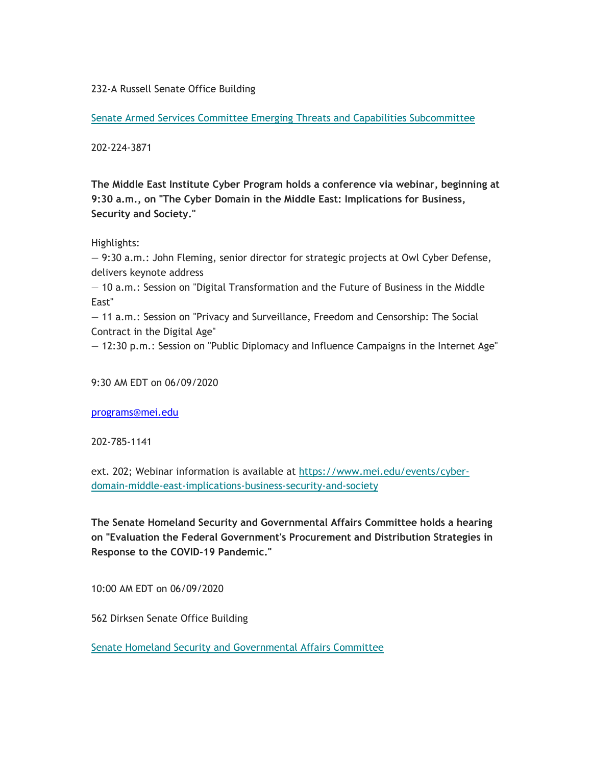232-A Russell Senate Office Building

[Senate Armed Services Committee Emerging Threats and Capabilities Subcommittee]

202-224-3871

**The Middle East Institute Cyber Program holds a conference via webinar, beginning at 9:30 a.m., on "The Cyber Domain in the Middle East: Implications for Business, Security and Society."**

Highlights:
— 9:30 a.m.: John Fleming, senior director for strategic projects at Owl Cyber Defense, delivers keynote address
— 10 a.m.: Session on "Digital Transformation and the Future of Business in the Middle East"
— 11 a.m.: Session on "Privacy and Surveillance, Freedom and Censorship: The Social Contract in the Digital Age"
— 12:30 p.m.: Session on "Public Diplomacy and Influence Campaigns in the Internet Age"

9:30 AM EDT on 06/09/2020

programs@mei.edu

202-785-1141

ext. 202; Webinar information is available at https://www.mei.edu/events/cyber-domain-middle-east-implications-business-security-and-society

**The Senate Homeland Security and Governmental Affairs Committee holds a hearing on "Evaluation the Federal Government's Procurement and Distribution Strategies in Response to the COVID-19 Pandemic."**

10:00 AM EDT on 06/09/2020

562 Dirksen Senate Office Building

[Senate Homeland Security and Governmental Affairs Committee]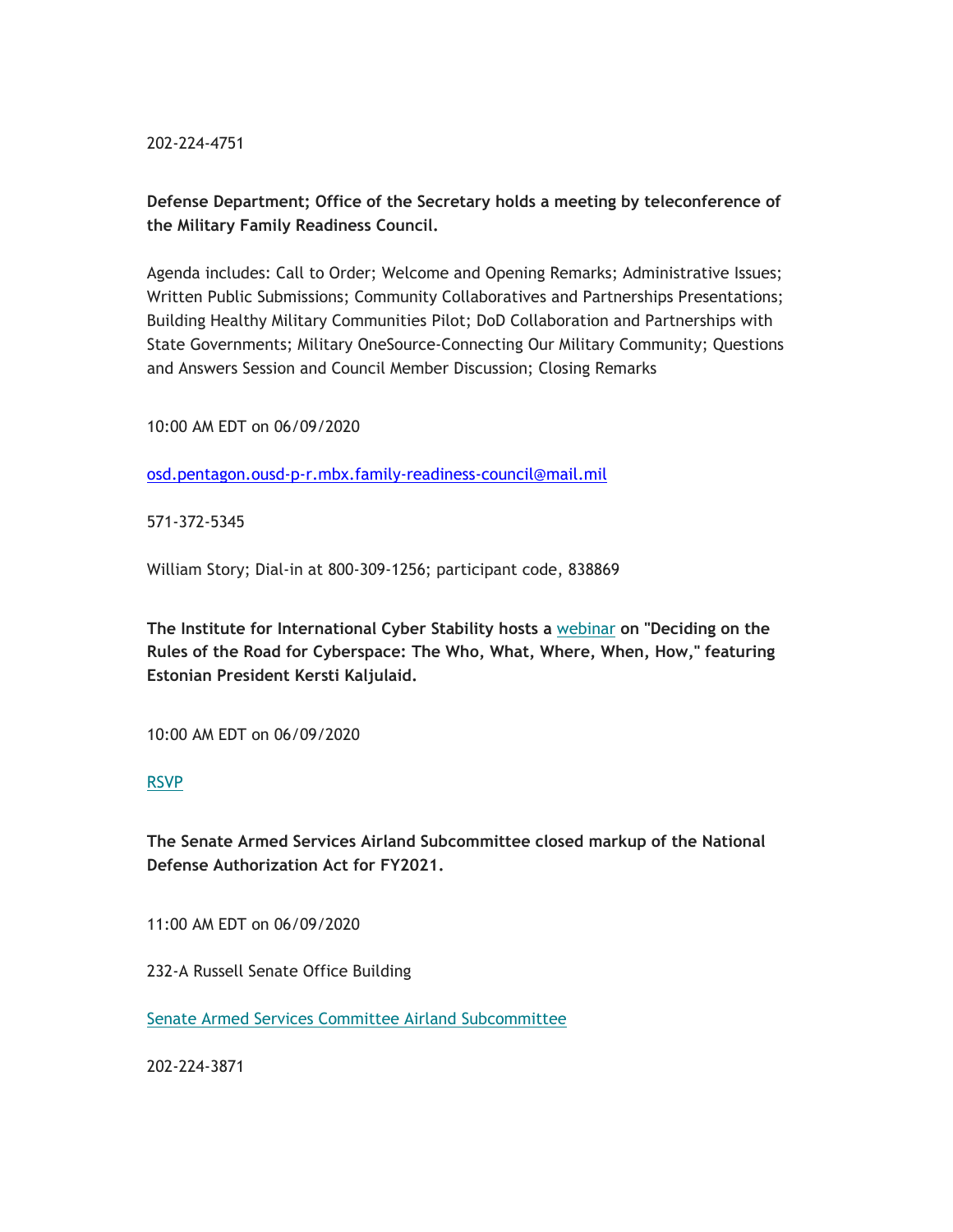202-224-4751

**Defense Department; Office of the Secretary holds a meeting by teleconference of the Military Family Readiness Council.**

Agenda includes: Call to Order; Welcome and Opening Remarks; Administrative Issues; Written Public Submissions; Community Collaboratives and Partnerships Presentations; Building Healthy Military Communities Pilot; DoD Collaboration and Partnerships with State Governments; Military OneSource-Connecting Our Military Community; Questions and Answers Session and Council Member Discussion; Closing Remarks

10:00 AM EDT on 06/09/2020

osd.pentagon.ousd-p-r.mbx.family-readiness-council@mail.mil

571-372-5345

William Story; Dial-in at 800-309-1256; participant code, 838869

**The Institute for International Cyber Stability hosts a webinar on "Deciding on the Rules of the Road for Cyberspace: The Who, What, Where, When, How," featuring Estonian President Kersti Kaljulaid.**

10:00 AM EDT on 06/09/2020

RSVP

**The Senate Armed Services Airland Subcommittee closed markup of the National Defense Authorization Act for FY2021.**

11:00 AM EDT on 06/09/2020

232-A Russell Senate Office Building

Senate Armed Services Committee Airland Subcommittee

202-224-3871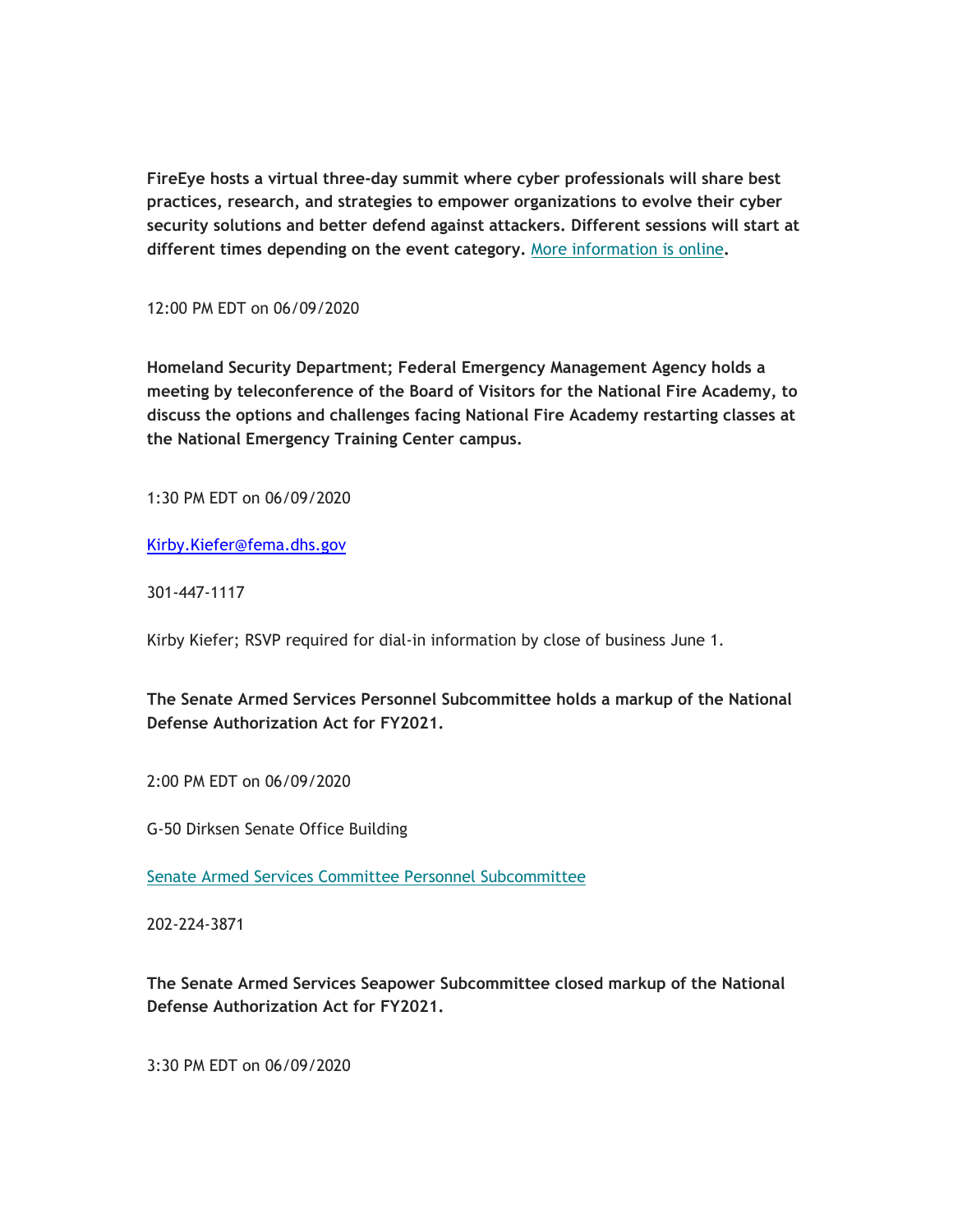**FireEye hosts a virtual three-day summit where cyber professionals will share best practices, research, and strategies to empower organizations to evolve their cyber security solutions and better defend against attackers. Different sessions will start at different times depending on the event category.** [More information is online](#)**.**

12:00 PM EDT on 06/09/2020

**Homeland Security Department; Federal Emergency Management Agency holds a meeting by teleconference of the Board of Visitors for the National Fire Academy, to discuss the options and challenges facing National Fire Academy restarting classes at the National Emergency Training Center campus.**

1:30 PM EDT on 06/09/2020

Kirby.Kiefer@fema.dhs.gov

301-447-1117

Kirby Kiefer; RSVP required for dial-in information by close of business June 1.

**The Senate Armed Services Personnel Subcommittee holds a markup of the National Defense Authorization Act for FY2021.**

2:00 PM EDT on 06/09/2020

G-50 Dirksen Senate Office Building

Senate Armed Services Committee Personnel Subcommittee

202-224-3871

**The Senate Armed Services Seapower Subcommittee closed markup of the National Defense Authorization Act for FY2021.**

3:30 PM EDT on 06/09/2020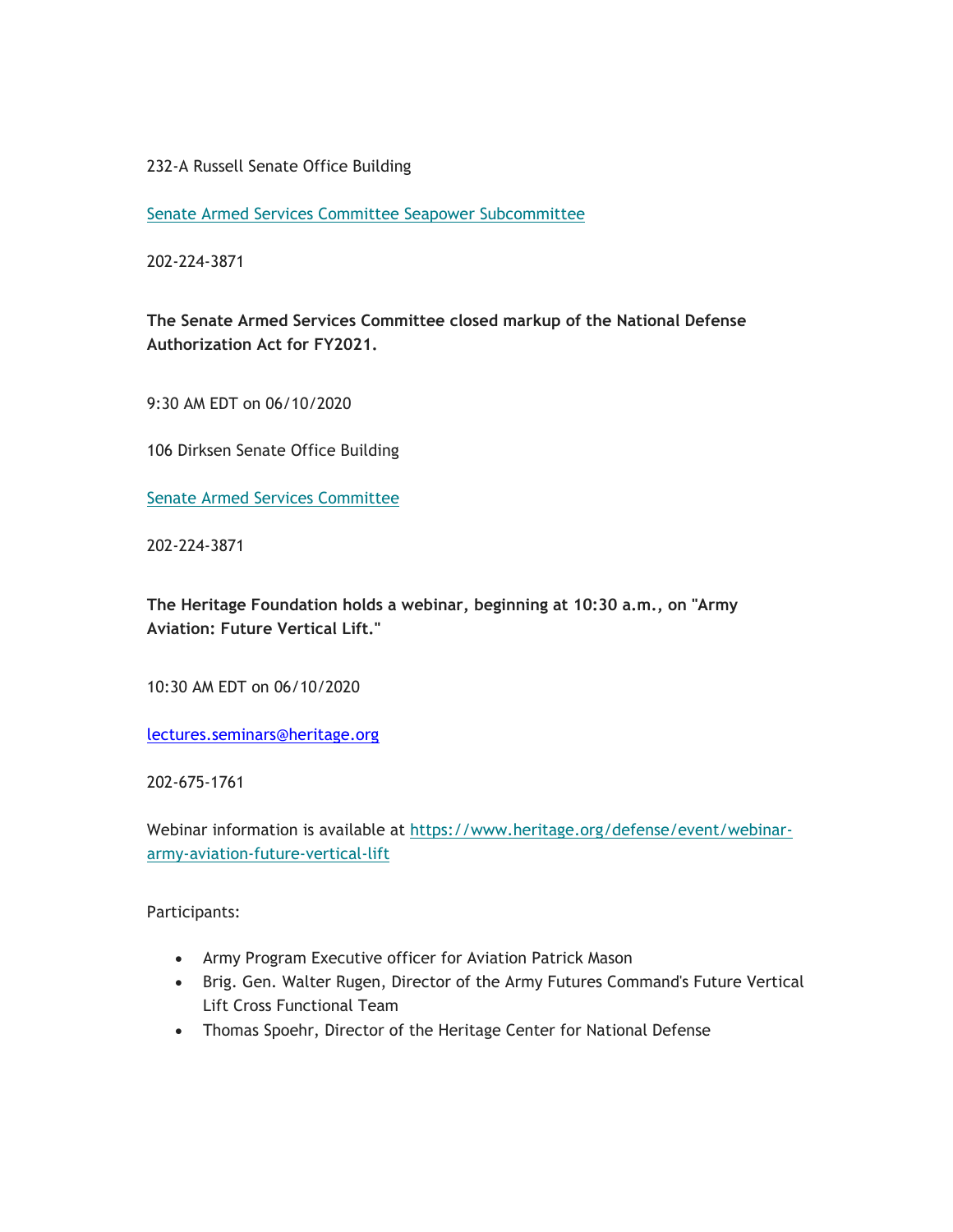232-A Russell Senate Office Building

[Senate Armed Services Committee Seapower Subcommittee]

202-224-3871

**The Senate Armed Services Committee closed markup of the National Defense Authorization Act for FY2021.**

9:30 AM EDT on 06/10/2020

106 Dirksen Senate Office Building

[Senate Armed Services Committee]

202-224-3871

**The Heritage Foundation holds a webinar, beginning at 10:30 a.m., on "Army Aviation: Future Vertical Lift."**

10:30 AM EDT on 06/10/2020

lectures.seminars@heritage.org

202-675-1761

Webinar information is available at https://www.heritage.org/defense/event/webinar-army-aviation-future-vertical-lift

Participants:

- Army Program Executive officer for Aviation Patrick Mason
- Brig. Gen. Walter Rugen, Director of the Army Futures Command's Future Vertical Lift Cross Functional Team
- Thomas Spoehr, Director of the Heritage Center for National Defense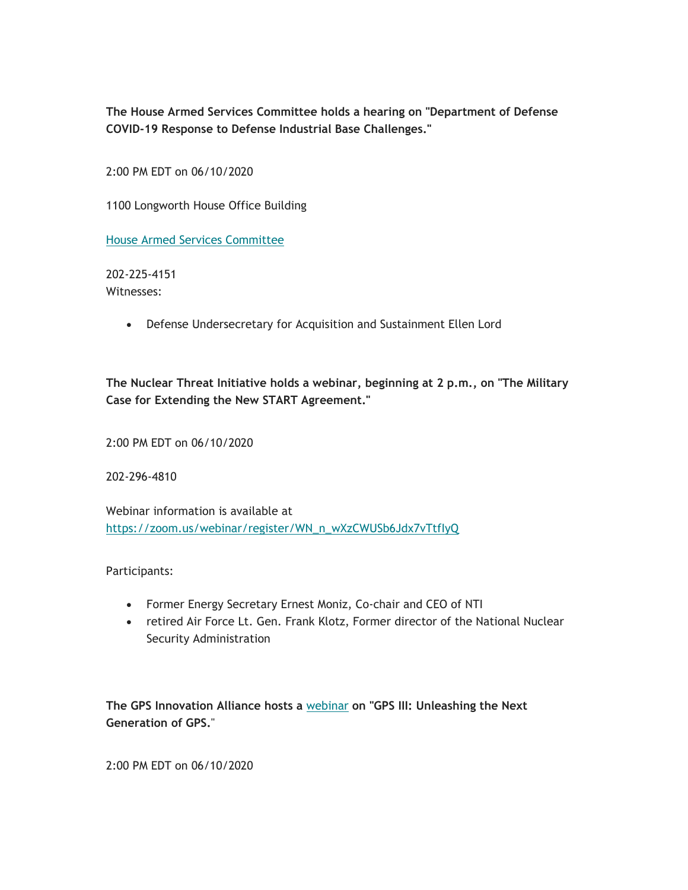**The House Armed Services Committee holds a hearing on "Department of Defense COVID-19 Response to Defense Industrial Base Challenges."**

2:00 PM EDT on 06/10/2020

1100 Longworth House Office Building

House Armed Services Committee

202-225-4151
Witnesses:

- Defense Undersecretary for Acquisition and Sustainment Ellen Lord

**The Nuclear Threat Initiative holds a webinar, beginning at 2 p.m., on "The Military Case for Extending the New START Agreement."**

2:00 PM EDT on 06/10/2020

202-296-4810

Webinar information is available at https://zoom.us/webinar/register/WN_n_wXzCWUSb6Jdx7vTtfIyQ

Participants:

- Former Energy Secretary Ernest Moniz, Co-chair and CEO of NTI
- retired Air Force Lt. Gen. Frank Klotz, Former director of the National Nuclear Security Administration

**The GPS Innovation Alliance hosts a webinar on "GPS III: Unleashing the Next Generation of GPS."**

2:00 PM EDT on 06/10/2020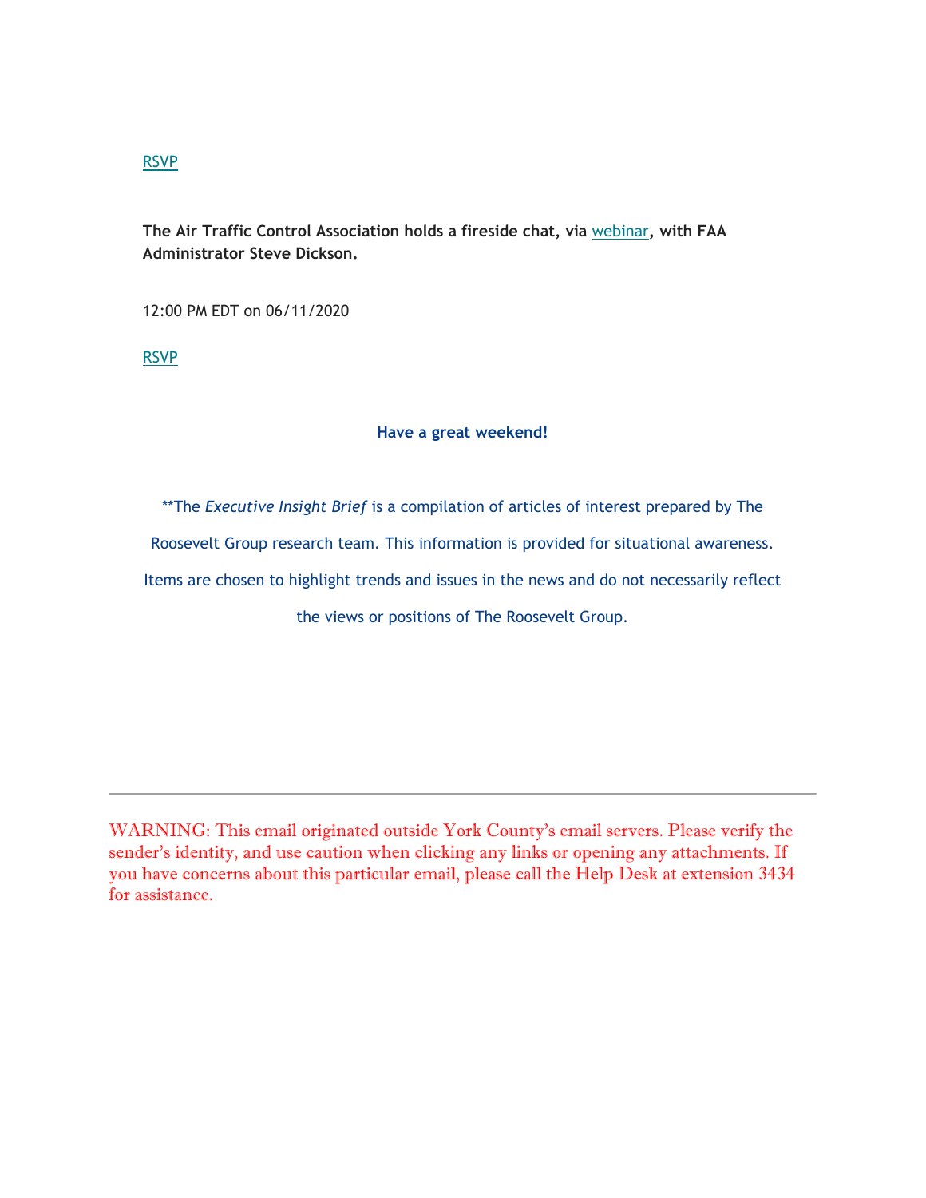RSVP

**The Air Traffic Control Association holds a fireside chat, via webinar, with FAA Administrator Steve Dickson.**

12:00 PM EDT on 06/11/2020

RSVP

**Have a great weekend!**

**The *Executive Insight Brief* is a compilation of articles of interest prepared by The Roosevelt Group research team. This information is provided for situational awareness. Items are chosen to highlight trends and issues in the news and do not necessarily reflect the views or positions of The Roosevelt Group.

---

WARNING: This email originated outside York County's email servers. Please verify the sender's identity, and use caution when clicking any links or opening any attachments. If you have concerns about this particular email, please call the Help Desk at extension 3434 for assistance.